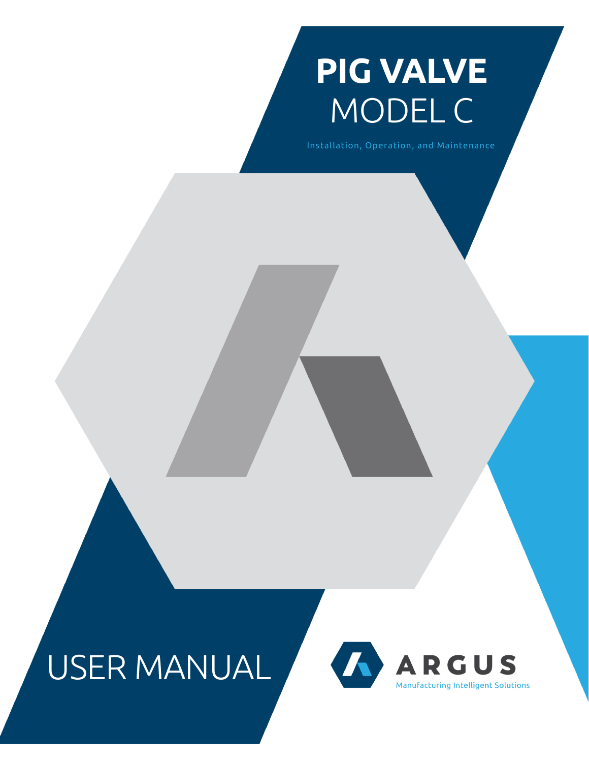# PIG VALVE

## MODEL C

Installation, Operation, and Maintenance

# USER MANUAL

ARGUS

Manufacturing Intelligent Solutions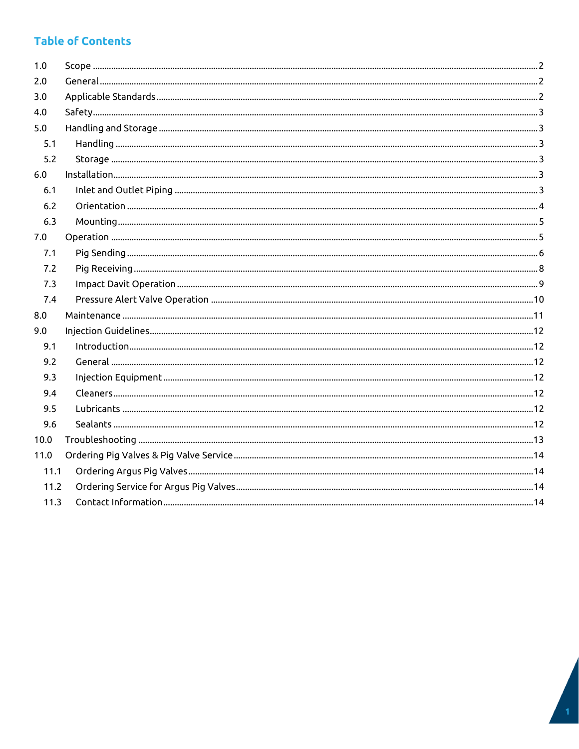## Table of Contents

1.0 Scope ..... 2
2.0 General ..... 2
3.0 Applicable Standards ..... 2
4.0 Safety ..... 3
5.0 Handling and Storage ..... 3
  5.1 Handling ..... 3
  5.2 Storage ..... 3
6.0 Installation ..... 3
  6.1 Inlet and Outlet Piping ..... 3
  6.2 Orientation ..... 4
  6.3 Mounting ..... 5
7.0 Operation ..... 5
  7.1 Pig Sending ..... 6
  7.2 Pig Receiving ..... 8
  7.3 Impact Davit Operation ..... 9
  7.4 Pressure Alert Valve Operation ..... 10
8.0 Maintenance ..... 11
9.0 Injection Guidelines ..... 12
  9.1 Introduction ..... 12
  9.2 General ..... 12
  9.3 Injection Equipment ..... 12
  9.4 Cleaners ..... 12
  9.5 Lubricants ..... 12
  9.6 Sealants ..... 12
10.0 Troubleshooting ..... 13
11.0 Ordering Pig Valves & Pig Valve Service ..... 14
  11.1 Ordering Argus Pig Valves ..... 14
  11.2 Ordering Service for Argus Pig Valves ..... 14
  11.3 Contact Information ..... 14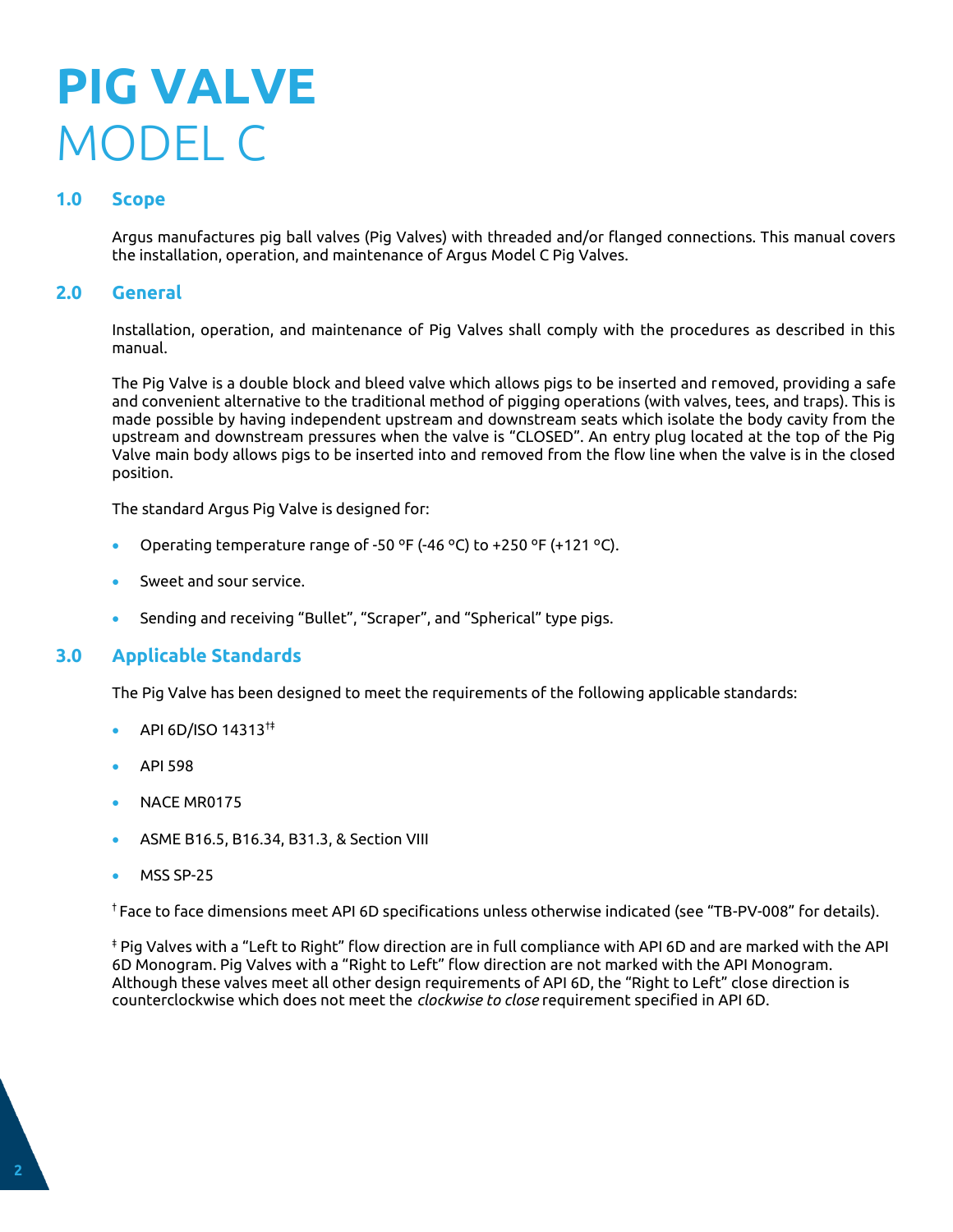# PIG VALVE
# MODEL C

## 1.0 Scope

Argus manufactures pig ball valves (Pig Valves) with threaded and/or flanged connections. This manual covers the installation, operation, and maintenance of Argus Model C Pig Valves.

## 2.0 General

Installation, operation, and maintenance of Pig Valves shall comply with the procedures as described in this manual.

The Pig Valve is a double block and bleed valve which allows pigs to be inserted and removed, providing a safe and convenient alternative to the traditional method of pigging operations (with valves, tees, and traps). This is made possible by having independent upstream and downstream seats which isolate the body cavity from the upstream and downstream pressures when the valve is "CLOSED". An entry plug located at the top of the Pig Valve main body allows pigs to be inserted into and removed from the flow line when the valve is in the closed position.

The standard Argus Pig Valve is designed for:

- Operating temperature range of -50 °F (-46 °C) to +250 °F (+121 °C).
- Sweet and sour service.
- Sending and receiving "Bullet", "Scraper", and "Spherical" type pigs.

## 3.0 Applicable Standards

The Pig Valve has been designed to meet the requirements of the following applicable standards:

- API 6D/ISO 14313[†‡]
- API 598
- NACE MR0175
- ASME B16.5, B16.34, B31.3, & Section VIII
- MSS SP-25

[†] Face to face dimensions meet API 6D specifications unless otherwise indicated (see "TB-PV-008" for details).

[‡] Pig Valves with a "Left to Right" flow direction are in full compliance with API 6D and are marked with the API 6D Monogram. Pig Valves with a "Right to Left" flow direction are not marked with the API Monogram. Although these valves meet all other design requirements of API 6D, the "Right to Left" close direction is counterclockwise which does not meet the *clockwise to close* requirement specified in API 6D.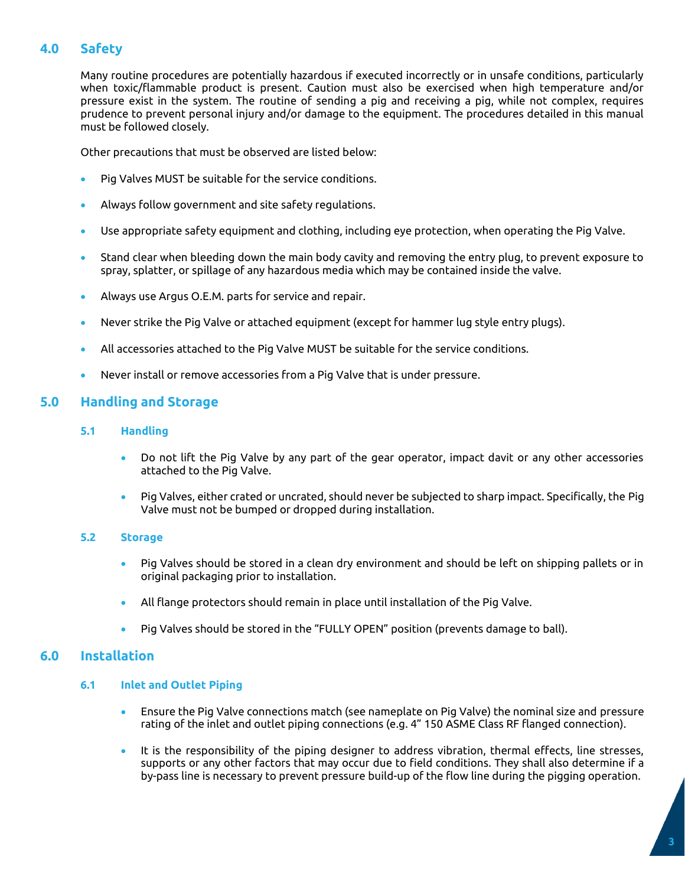## 4.0 Safety

Many routine procedures are potentially hazardous if executed incorrectly or in unsafe conditions, particularly when toxic/flammable product is present. Caution must also be exercised when high temperature and/or pressure exist in the system. The routine of sending a pig and receiving a pig, while not complex, requires prudence to prevent personal injury and/or damage to the equipment. The procedures detailed in this manual must be followed closely.

Other precautions that must be observed are listed below:

- Pig Valves MUST be suitable for the service conditions.
- Always follow government and site safety regulations.
- Use appropriate safety equipment and clothing, including eye protection, when operating the Pig Valve.
- Stand clear when bleeding down the main body cavity and removing the entry plug, to prevent exposure to spray, splatter, or spillage of any hazardous media which may be contained inside the valve.
- Always use Argus O.E.M. parts for service and repair.
- Never strike the Pig Valve or attached equipment (except for hammer lug style entry plugs).
- All accessories attached to the Pig Valve MUST be suitable for the service conditions.
- Never install or remove accessories from a Pig Valve that is under pressure.

## 5.0 Handling and Storage

### 5.1 Handling

- Do not lift the Pig Valve by any part of the gear operator, impact davit or any other accessories attached to the Pig Valve.
- Pig Valves, either crated or uncrated, should never be subjected to sharp impact. Specifically, the Pig Valve must not be bumped or dropped during installation.

### 5.2 Storage

- Pig Valves should be stored in a clean dry environment and should be left on shipping pallets or in original packaging prior to installation.
- All flange protectors should remain in place until installation of the Pig Valve.
- Pig Valves should be stored in the "FULLY OPEN" position (prevents damage to ball).

## 6.0 Installation

### 6.1 Inlet and Outlet Piping

- Ensure the Pig Valve connections match (see nameplate on Pig Valve) the nominal size and pressure rating of the inlet and outlet piping connections (e.g. 4" 150 ASME Class RF flanged connection).
- It is the responsibility of the piping designer to address vibration, thermal effects, line stresses, supports or any other factors that may occur due to field conditions. They shall also determine if a by-pass line is necessary to prevent pressure build-up of the flow line during the pigging operation.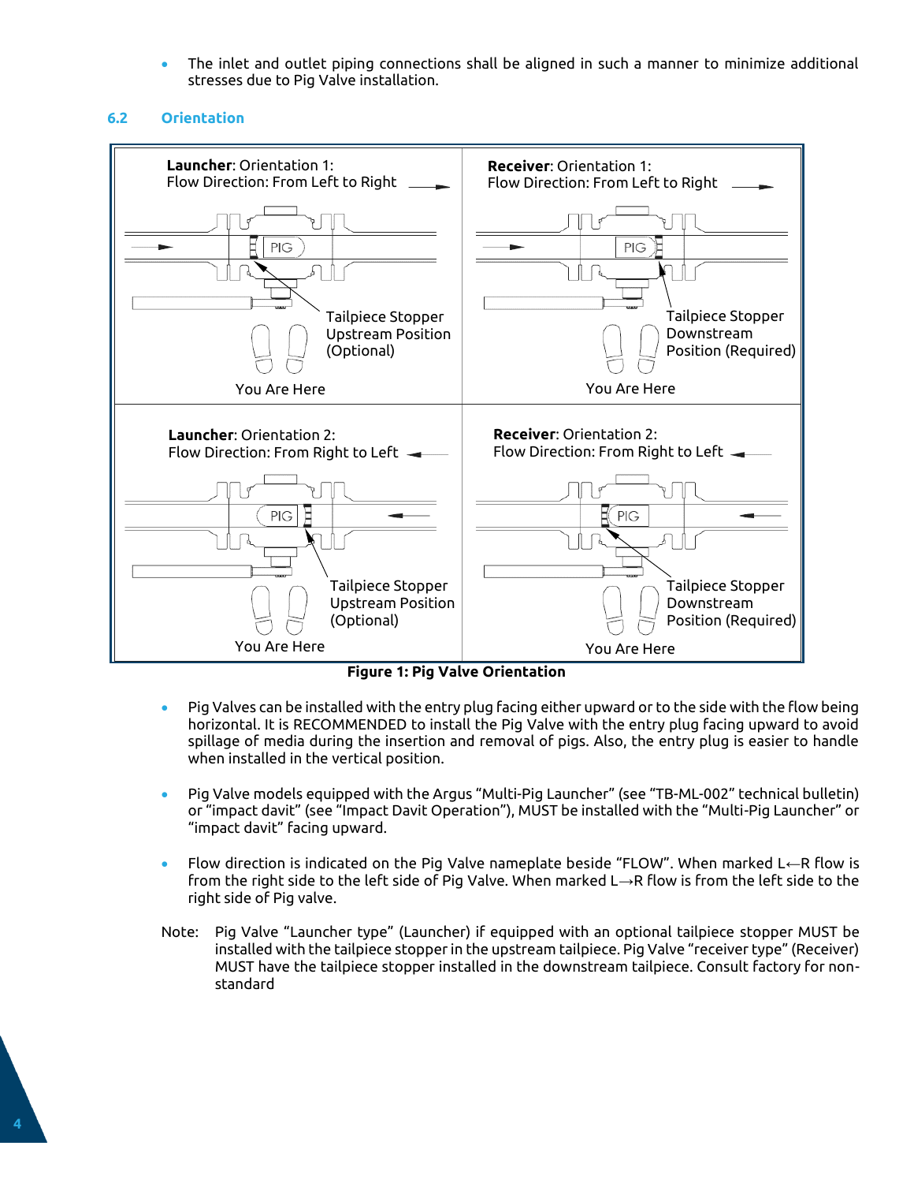- The inlet and outlet piping connections shall be aligned in such a manner to minimize additional stresses due to Pig Valve installation.

### 6.2 Orientation

**Launcher**: Orientation 1:
Flow Direction: From Left to Right

Tailpiece Stopper Upstream Position (Optional)

You Are Here

**Receiver**: Orientation 1:
Flow Direction: From Left to Right

Tailpiece Stopper Downstream Position (Required)

You Are Here

**Launcher**: Orientation 2:
Flow Direction: From Right to Left

Tailpiece Stopper Upstream Position (Optional)

You Are Here

**Receiver**: Orientation 2:
Flow Direction: From Right to Left

Tailpiece Stopper Downstream Position (Required)

You Are Here

**Figure 1: Pig Valve Orientation**

- Pig Valves can be installed with the entry plug facing either upward or to the side with the flow being horizontal. It is RECOMMENDED to install the Pig Valve with the entry plug facing upward to avoid spillage of media during the insertion and removal of pigs. Also, the entry plug is easier to handle when installed in the vertical position.

- Pig Valve models equipped with the Argus "Multi-Pig Launcher" (see "TB-ML-002" technical bulletin) or "impact davit" (see "Impact Davit Operation"), MUST be installed with the "Multi-Pig Launcher" or "impact davit" facing upward.

- Flow direction is indicated on the Pig Valve nameplate beside "FLOW". When marked L←R flow is from the right side to the left side of Pig Valve. When marked L→R flow is from the left side to the right side of Pig valve.

Note: Pig Valve "Launcher type" (Launcher) if equipped with an optional tailpiece stopper MUST be installed with the tailpiece stopper in the upstream tailpiece. Pig Valve "receiver type" (Receiver) MUST have the tailpiece stopper installed in the downstream tailpiece. Consult factory for non-standard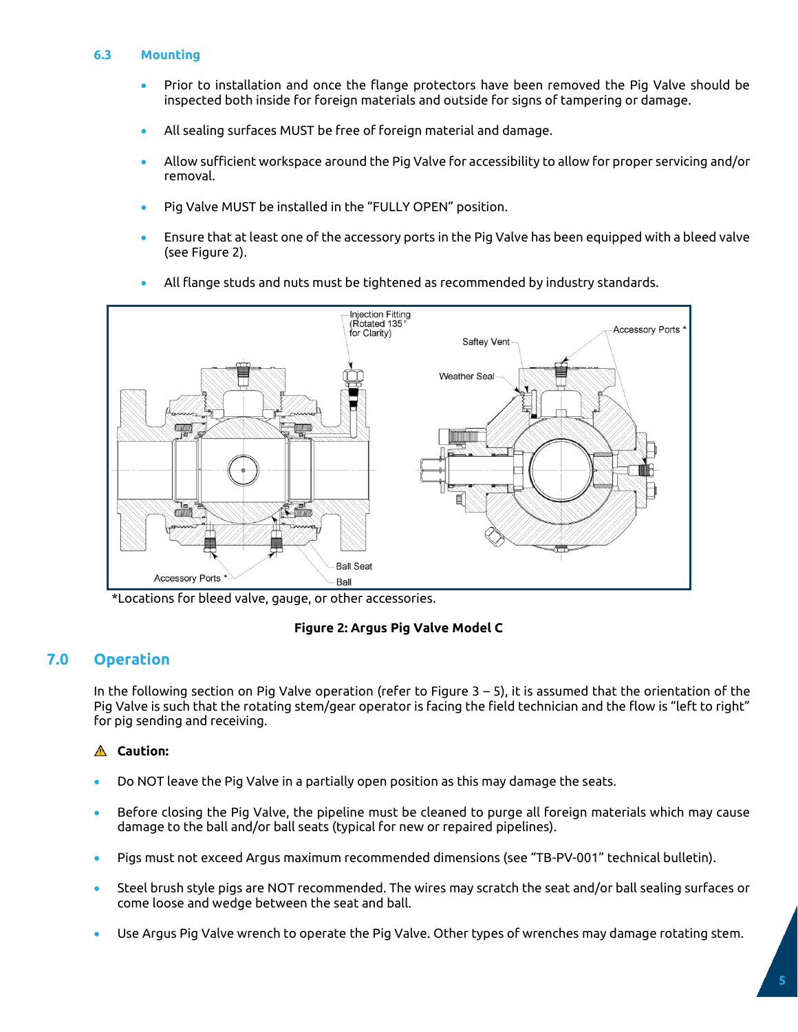### 6.3 Mounting

- Prior to installation and once the flange protectors have been removed the Pig Valve should be inspected both inside for foreign materials and outside for signs of tampering or damage.
- All sealing surfaces MUST be free of foreign material and damage.
- Allow sufficient workspace around the Pig Valve for accessibility to allow for proper servicing and/or removal.
- Pig Valve MUST be installed in the "FULLY OPEN" position.
- Ensure that at least one of the accessory ports in the Pig Valve has been equipped with a bleed valve (see Figure 2).
- All flange studs and nuts must be tightened as recommended by industry standards.

*Locations for bleed valve, gauge, or other accessories.

**Figure 2: Argus Pig Valve Model C**

## 7.0 Operation

In the following section on Pig Valve operation (refer to Figure 3 – 5), it is assumed that the orientation of the Pig Valve is such that the rotating stem/gear operator is facing the field technician and the flow is "left to right" for pig sending and receiving.

⚠ **Caution:**

- Do NOT leave the Pig Valve in a partially open position as this may damage the seats.
- Before closing the Pig Valve, the pipeline must be cleaned to purge all foreign materials which may cause damage to the ball and/or ball seats (typical for new or repaired pipelines).
- Pigs must not exceed Argus maximum recommended dimensions (see "TB-PV-001" technical bulletin).
- Steel brush style pigs are NOT recommended. The wires may scratch the seat and/or ball sealing surfaces or come loose and wedge between the seat and ball.
- Use Argus Pig Valve wrench to operate the Pig Valve. Other types of wrenches may damage rotating stem.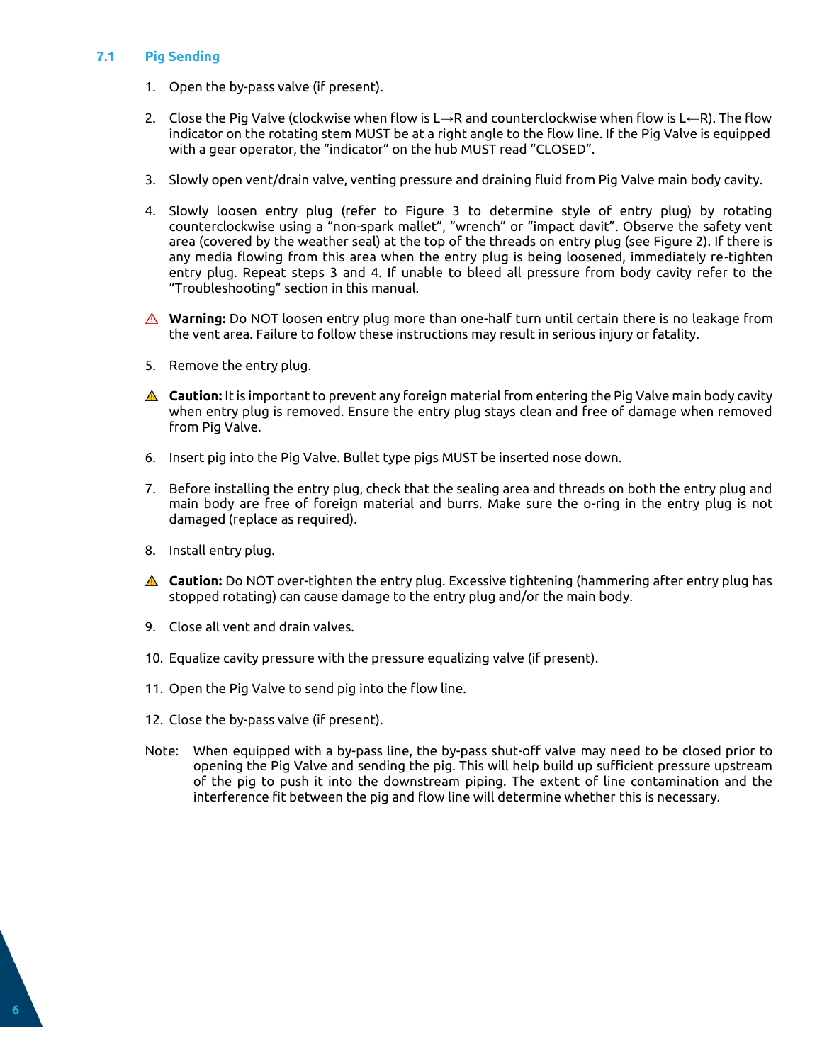### 7.1 Pig Sending

1. Open the by-pass valve (if present).

2. Close the Pig Valve (clockwise when flow is L→R and counterclockwise when flow is L←R). The flow indicator on the rotating stem MUST be at a right angle to the flow line. If the Pig Valve is equipped with a gear operator, the "indicator" on the hub MUST read "CLOSED".

3. Slowly open vent/drain valve, venting pressure and draining fluid from Pig Valve main body cavity.

4. Slowly loosen entry plug (refer to Figure 3 to determine style of entry plug) by rotating counterclockwise using a "non-spark mallet", "wrench" or "impact davit". Observe the safety vent area (covered by the weather seal) at the top of the threads on entry plug (see Figure 2). If there is any media flowing from this area when the entry plug is being loosened, immediately re-tighten entry plug. Repeat steps 3 and 4. If unable to bleed all pressure from body cavity refer to the "Troubleshooting" section in this manual.

⚠ **Warning:** Do NOT loosen entry plug more than one-half turn until certain there is no leakage from the vent area. Failure to follow these instructions may result in serious injury or fatality.

5. Remove the entry plug.

⚠ **Caution:** It is important to prevent any foreign material from entering the Pig Valve main body cavity when entry plug is removed. Ensure the entry plug stays clean and free of damage when removed from Pig Valve.

6. Insert pig into the Pig Valve. Bullet type pigs MUST be inserted nose down.

7. Before installing the entry plug, check that the sealing area and threads on both the entry plug and main body are free of foreign material and burrs. Make sure the o-ring in the entry plug is not damaged (replace as required).

8. Install entry plug.

⚠ **Caution:** Do NOT over-tighten the entry plug. Excessive tightening (hammering after entry plug has stopped rotating) can cause damage to the entry plug and/or the main body.

9. Close all vent and drain valves.

10. Equalize cavity pressure with the pressure equalizing valve (if present).

11. Open the Pig Valve to send pig into the flow line.

12. Close the by-pass valve (if present).

Note: When equipped with a by-pass line, the by-pass shut-off valve may need to be closed prior to opening the Pig Valve and sending the pig. This will help build up sufficient pressure upstream of the pig to push it into the downstream piping. The extent of line contamination and the interference fit between the pig and flow line will determine whether this is necessary.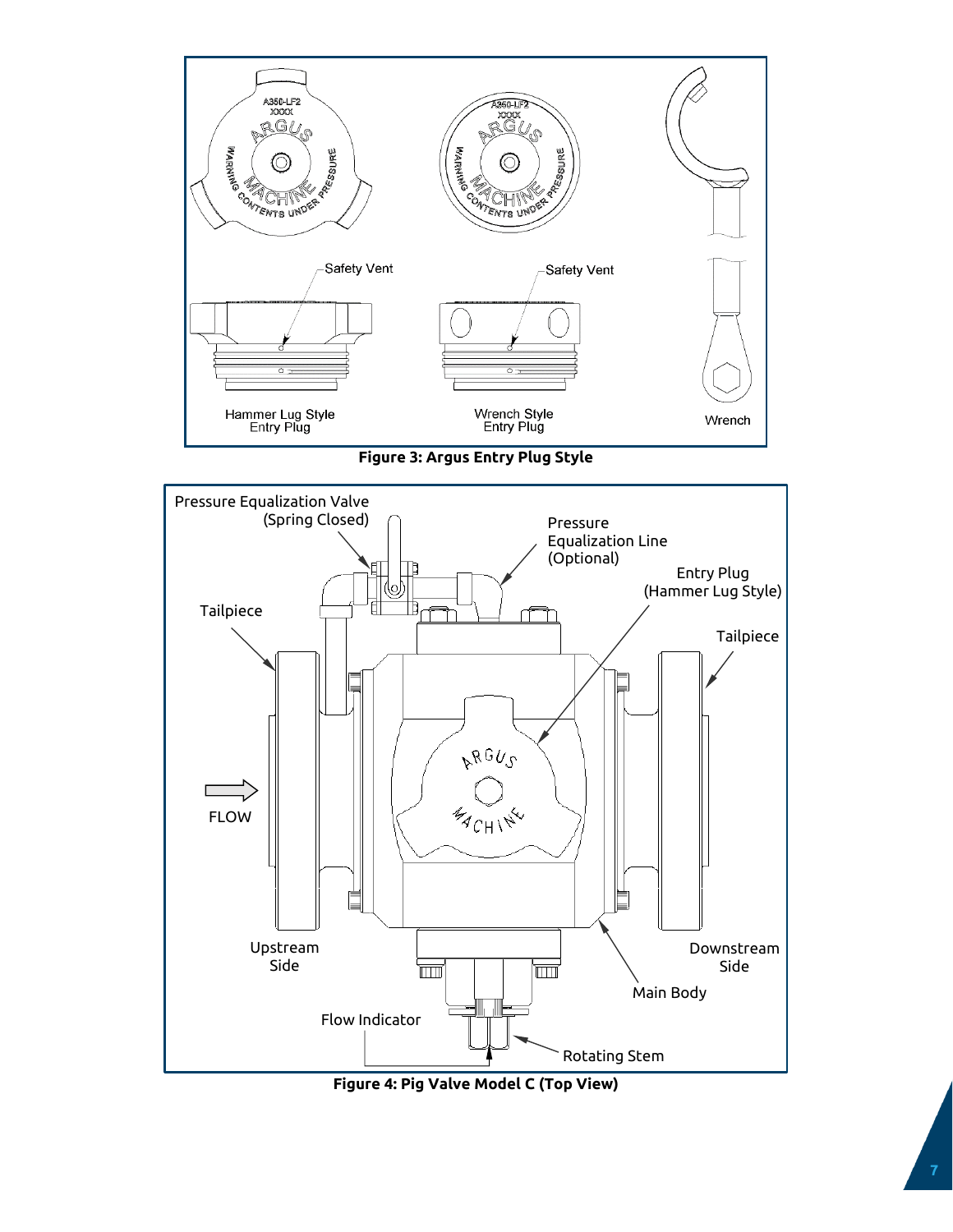**Figure 3: Argus Entry Plug Style**

**Figure 4: Pig Valve Model C (Top View)**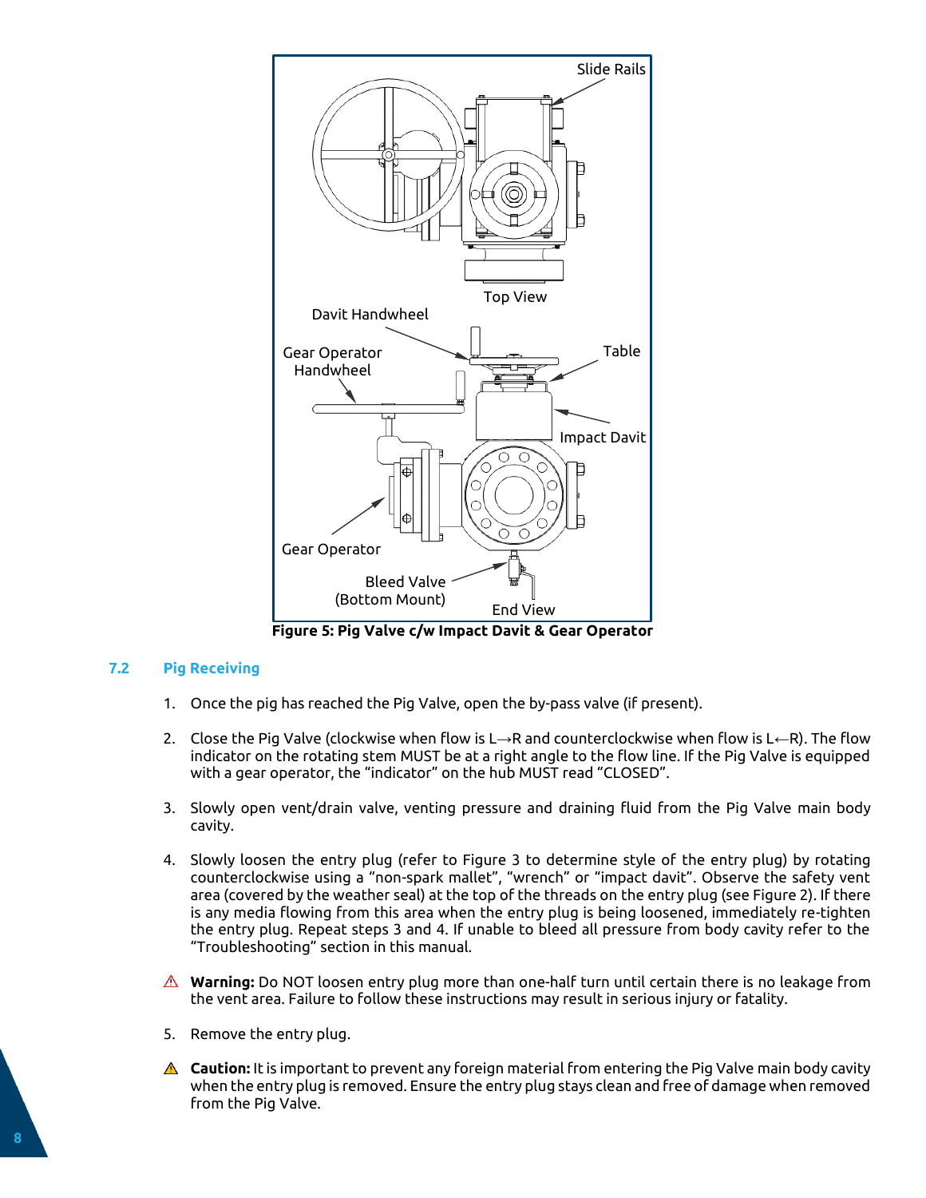Figure 5: Pig Valve c/w Impact Davit & Gear Operator

## 7.2 Pig Receiving

1. Once the pig has reached the Pig Valve, open the by-pass valve (if present).

2. Close the Pig Valve (clockwise when flow is L→R and counterclockwise when flow is L←R). The flow indicator on the rotating stem MUST be at a right angle to the flow line. If the Pig Valve is equipped with a gear operator, the "indicator" on the hub MUST read "CLOSED".

3. Slowly open vent/drain valve, venting pressure and draining fluid from the Pig Valve main body cavity.

4. Slowly loosen the entry plug (refer to Figure 3 to determine style of the entry plug) by rotating counterclockwise using a "non-spark mallet", "wrench" or "impact davit". Observe the safety vent area (covered by the weather seal) at the top of the threads on the entry plug (see Figure 2). If there is any media flowing from this area when the entry plug is being loosened, immediately re-tighten the entry plug. Repeat steps 3 and 4. If unable to bleed all pressure from body cavity refer to the "Troubleshooting" section in this manual.

⚠ **Warning:** Do NOT loosen entry plug more than one-half turn until certain there is no leakage from the vent area. Failure to follow these instructions may result in serious injury or fatality.

5. Remove the entry plug.

⚠ **Caution:** It is important to prevent any foreign material from entering the Pig Valve main body cavity when the entry plug is removed. Ensure the entry plug stays clean and free of damage when removed from the Pig Valve.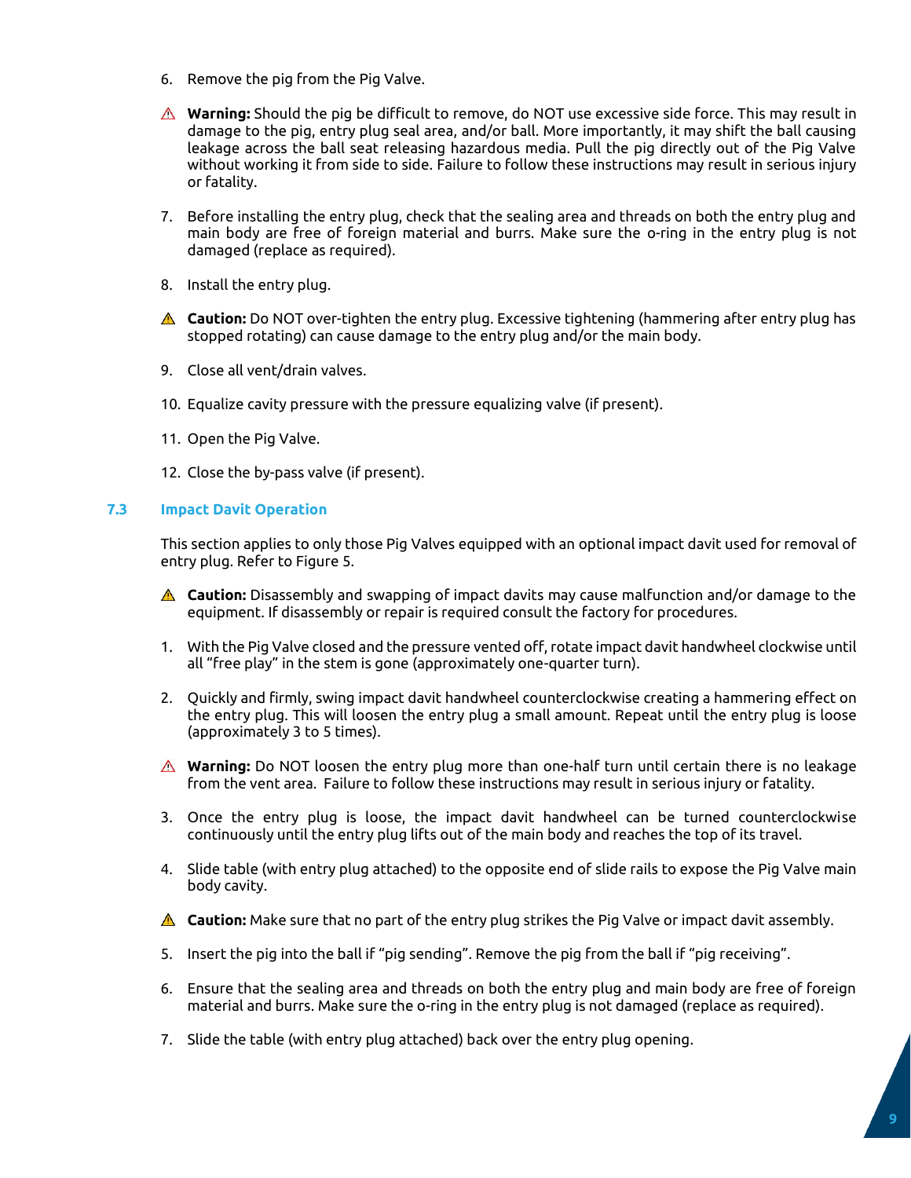6. Remove the pig from the Pig Valve.

⚠ **Warning:** Should the pig be difficult to remove, do NOT use excessive side force. This may result in damage to the pig, entry plug seal area, and/or ball. More importantly, it may shift the ball causing leakage across the ball seat releasing hazardous media. Pull the pig directly out of the Pig Valve without working it from side to side. Failure to follow these instructions may result in serious injury or fatality.

7. Before installing the entry plug, check that the sealing area and threads on both the entry plug and main body are free of foreign material and burrs. Make sure the o-ring in the entry plug is not damaged (replace as required).

8. Install the entry plug.

⚠ **Caution:** Do NOT over-tighten the entry plug. Excessive tightening (hammering after entry plug has stopped rotating) can cause damage to the entry plug and/or the main body.

9. Close all vent/drain valves.

10. Equalize cavity pressure with the pressure equalizing valve (if present).

11. Open the Pig Valve.

12. Close the by-pass valve (if present).

### 7.3 Impact Davit Operation

This section applies to only those Pig Valves equipped with an optional impact davit used for removal of entry plug. Refer to Figure 5.

⚠ **Caution:** Disassembly and swapping of impact davits may cause malfunction and/or damage to the equipment. If disassembly or repair is required consult the factory for procedures.

1. With the Pig Valve closed and the pressure vented off, rotate impact davit handwheel clockwise until all "free play" in the stem is gone (approximately one-quarter turn).

2. Quickly and firmly, swing impact davit handwheel counterclockwise creating a hammering effect on the entry plug. This will loosen the entry plug a small amount. Repeat until the entry plug is loose (approximately 3 to 5 times).

⚠ **Warning:** Do NOT loosen the entry plug more than one-half turn until certain there is no leakage from the vent area. Failure to follow these instructions may result in serious injury or fatality.

3. Once the entry plug is loose, the impact davit handwheel can be turned counterclockwise continuously until the entry plug lifts out of the main body and reaches the top of its travel.

4. Slide table (with entry plug attached) to the opposite end of slide rails to expose the Pig Valve main body cavity.

⚠ **Caution:** Make sure that no part of the entry plug strikes the Pig Valve or impact davit assembly.

5. Insert the pig into the ball if "pig sending". Remove the pig from the ball if "pig receiving".

6. Ensure that the sealing area and threads on both the entry plug and main body are free of foreign material and burrs. Make sure the o-ring in the entry plug is not damaged (replace as required).

7. Slide the table (with entry plug attached) back over the entry plug opening.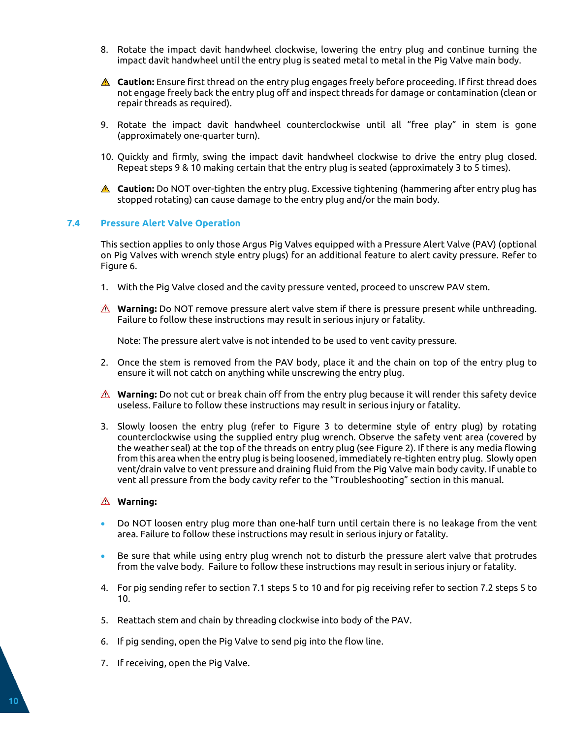8. Rotate the impact davit handwheel clockwise, lowering the entry plug and continue turning the impact davit handwheel until the entry plug is seated metal to metal in the Pig Valve main body.

⚠ **Caution:** Ensure first thread on the entry plug engages freely before proceeding. If first thread does not engage freely back the entry plug off and inspect threads for damage or contamination (clean or repair threads as required).

9. Rotate the impact davit handwheel counterclockwise until all “free play” in stem is gone (approximately one-quarter turn).

10. Quickly and firmly, swing the impact davit handwheel clockwise to drive the entry plug closed. Repeat steps 9 & 10 making certain that the entry plug is seated (approximately 3 to 5 times).

⚠ **Caution:** Do NOT over-tighten the entry plug. Excessive tightening (hammering after entry plug has stopped rotating) can cause damage to the entry plug and/or the main body.

### 7.4 Pressure Alert Valve Operation

This section applies to only those Argus Pig Valves equipped with a Pressure Alert Valve (PAV) (optional on Pig Valves with wrench style entry plugs) for an additional feature to alert cavity pressure. Refer to Figure 6.

1. With the Pig Valve closed and the cavity pressure vented, proceed to unscrew PAV stem.

⚠ **Warning:** Do NOT remove pressure alert valve stem if there is pressure present while unthreading. Failure to follow these instructions may result in serious injury or fatality.

Note: The pressure alert valve is not intended to be used to vent cavity pressure.

2. Once the stem is removed from the PAV body, place it and the chain on top of the entry plug to ensure it will not catch on anything while unscrewing the entry plug.

⚠ **Warning:** Do not cut or break chain off from the entry plug because it will render this safety device useless. Failure to follow these instructions may result in serious injury or fatality.

3. Slowly loosen the entry plug (refer to Figure 3 to determine style of entry plug) by rotating counterclockwise using the supplied entry plug wrench. Observe the safety vent area (covered by the weather seal) at the top of the threads on entry plug (see Figure 2). If there is any media flowing from this area when the entry plug is being loosened, immediately re-tighten entry plug. Slowly open vent/drain valve to vent pressure and draining fluid from the Pig Valve main body cavity. If unable to vent all pressure from the body cavity refer to the “Troubleshooting” section in this manual.

⚠ **Warning:**

- Do NOT loosen entry plug more than one-half turn until certain there is no leakage from the vent area. Failure to follow these instructions may result in serious injury or fatality.
- Be sure that while using entry plug wrench not to disturb the pressure alert valve that protrudes from the valve body. Failure to follow these instructions may result in serious injury or fatality.

4. For pig sending refer to section 7.1 steps 5 to 10 and for pig receiving refer to section 7.2 steps 5 to 10.
5. Reattach stem and chain by threading clockwise into body of the PAV.
6. If pig sending, open the Pig Valve to send pig into the flow line.
7. If receiving, open the Pig Valve.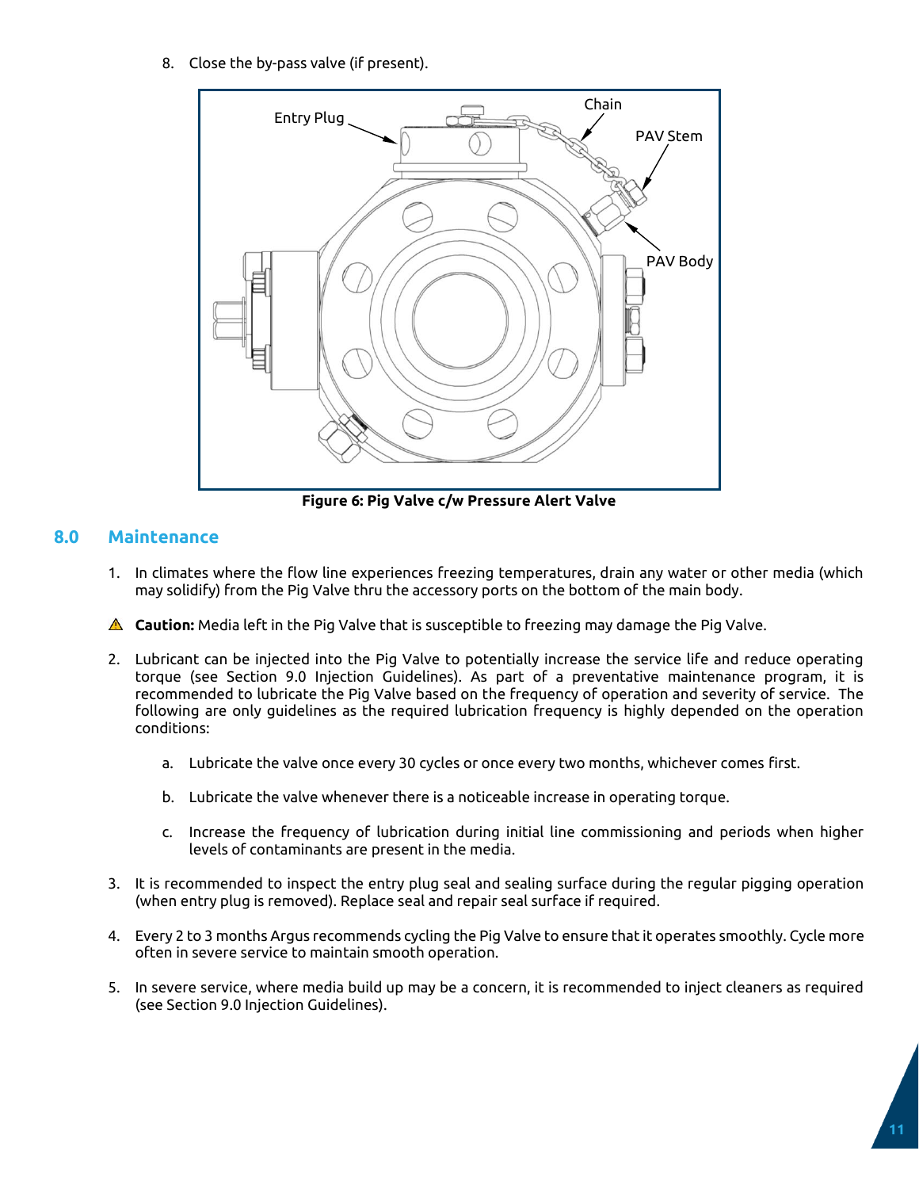8. Close the by-pass valve (if present).

Figure 6: Pig Valve c/w Pressure Alert Valve

## 8.0 Maintenance

1. In climates where the flow line experiences freezing temperatures, drain any water or other media (which may solidify) from the Pig Valve thru the accessory ports on the bottom of the main body.

⚠ **Caution:** Media left in the Pig Valve that is susceptible to freezing may damage the Pig Valve.

2. Lubricant can be injected into the Pig Valve to potentially increase the service life and reduce operating torque (see Section 9.0 Injection Guidelines). As part of a preventative maintenance program, it is recommended to lubricate the Pig Valve based on the frequency of operation and severity of service. The following are only guidelines as the required lubrication frequency is highly depended on the operation conditions:

    a. Lubricate the valve once every 30 cycles or once every two months, whichever comes first.

    b. Lubricate the valve whenever there is a noticeable increase in operating torque.

    c. Increase the frequency of lubrication during initial line commissioning and periods when higher levels of contaminants are present in the media.

3. It is recommended to inspect the entry plug seal and sealing surface during the regular pigging operation (when entry plug is removed). Replace seal and repair seal surface if required.

4. Every 2 to 3 months Argus recommends cycling the Pig Valve to ensure that it operates smoothly. Cycle more often in severe service to maintain smooth operation.

5. In severe service, where media build up may be a concern, it is recommended to inject cleaners as required (see Section 9.0 Injection Guidelines).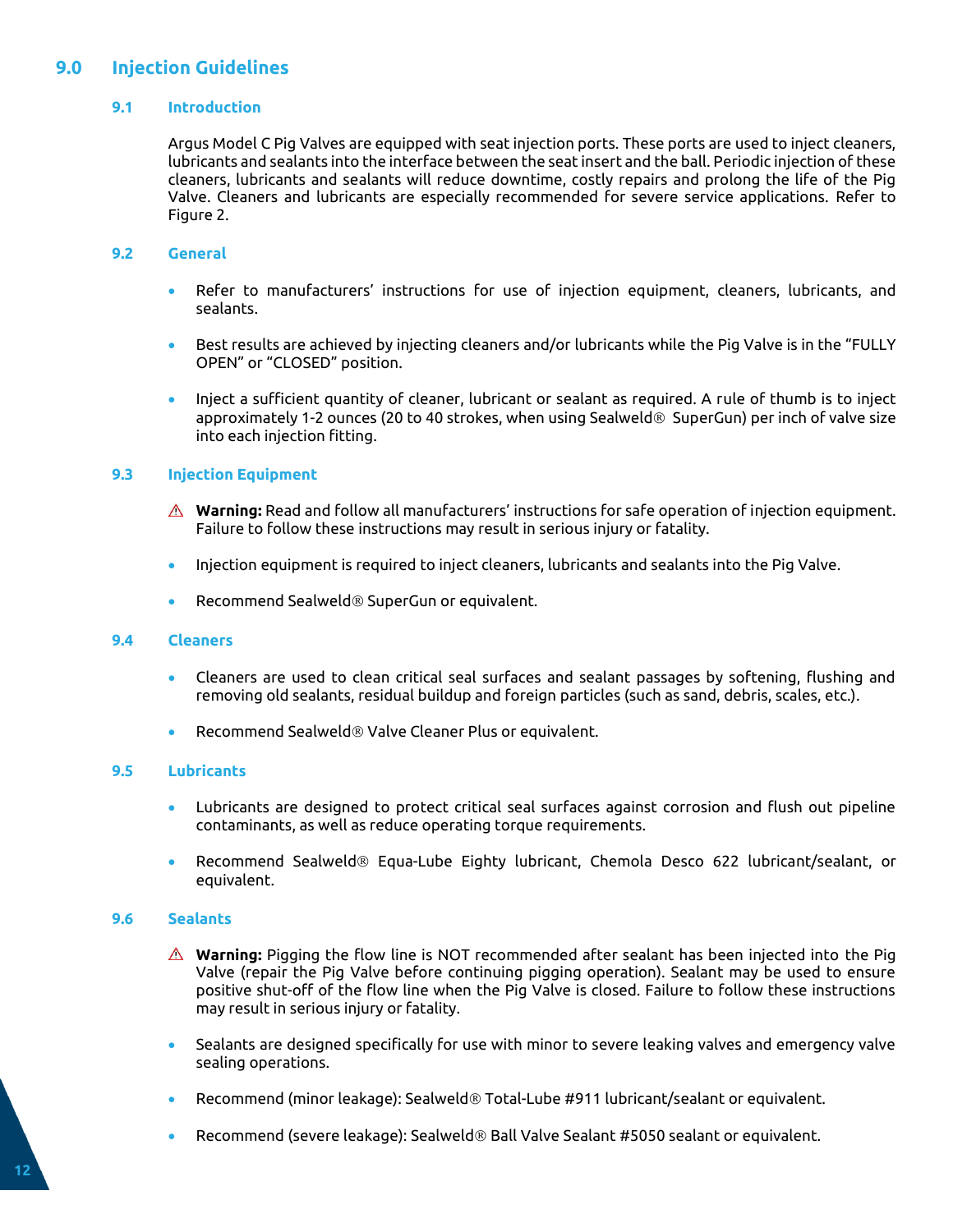# 9.0 Injection Guidelines

## 9.1 Introduction

Argus Model C Pig Valves are equipped with seat injection ports. These ports are used to inject cleaners, lubricants and sealants into the interface between the seat insert and the ball. Periodic injection of these cleaners, lubricants and sealants will reduce downtime, costly repairs and prolong the life of the Pig Valve. Cleaners and lubricants are especially recommended for severe service applications. Refer to Figure 2.

## 9.2 General

- Refer to manufacturers' instructions for use of injection equipment, cleaners, lubricants, and sealants.
- Best results are achieved by injecting cleaners and/or lubricants while the Pig Valve is in the "FULLY OPEN" or "CLOSED" position.
- Inject a sufficient quantity of cleaner, lubricant or sealant as required. A rule of thumb is to inject approximately 1-2 ounces (20 to 40 strokes, when using Sealweld® SuperGun) per inch of valve size into each injection fitting.

## 9.3 Injection Equipment

⚠ **Warning:** Read and follow all manufacturers' instructions for safe operation of injection equipment. Failure to follow these instructions may result in serious injury or fatality.

- Injection equipment is required to inject cleaners, lubricants and sealants into the Pig Valve.
- Recommend Sealweld® SuperGun or equivalent.

## 9.4 Cleaners

- Cleaners are used to clean critical seal surfaces and sealant passages by softening, flushing and removing old sealants, residual buildup and foreign particles (such as sand, debris, scales, etc.).
- Recommend Sealweld® Valve Cleaner Plus or equivalent.

## 9.5 Lubricants

- Lubricants are designed to protect critical seal surfaces against corrosion and flush out pipeline contaminants, as well as reduce operating torque requirements.
- Recommend Sealweld® Equa-Lube Eighty lubricant, Chemola Desco 622 lubricant/sealant, or equivalent.

## 9.6 Sealants

⚠ **Warning:** Pigging the flow line is NOT recommended after sealant has been injected into the Pig Valve (repair the Pig Valve before continuing pigging operation). Sealant may be used to ensure positive shut-off of the flow line when the Pig Valve is closed. Failure to follow these instructions may result in serious injury or fatality.

- Sealants are designed specifically for use with minor to severe leaking valves and emergency valve sealing operations.
- Recommend (minor leakage): Sealweld® Total-Lube #911 lubricant/sealant or equivalent.
- Recommend (severe leakage): Sealweld® Ball Valve Sealant #5050 sealant or equivalent.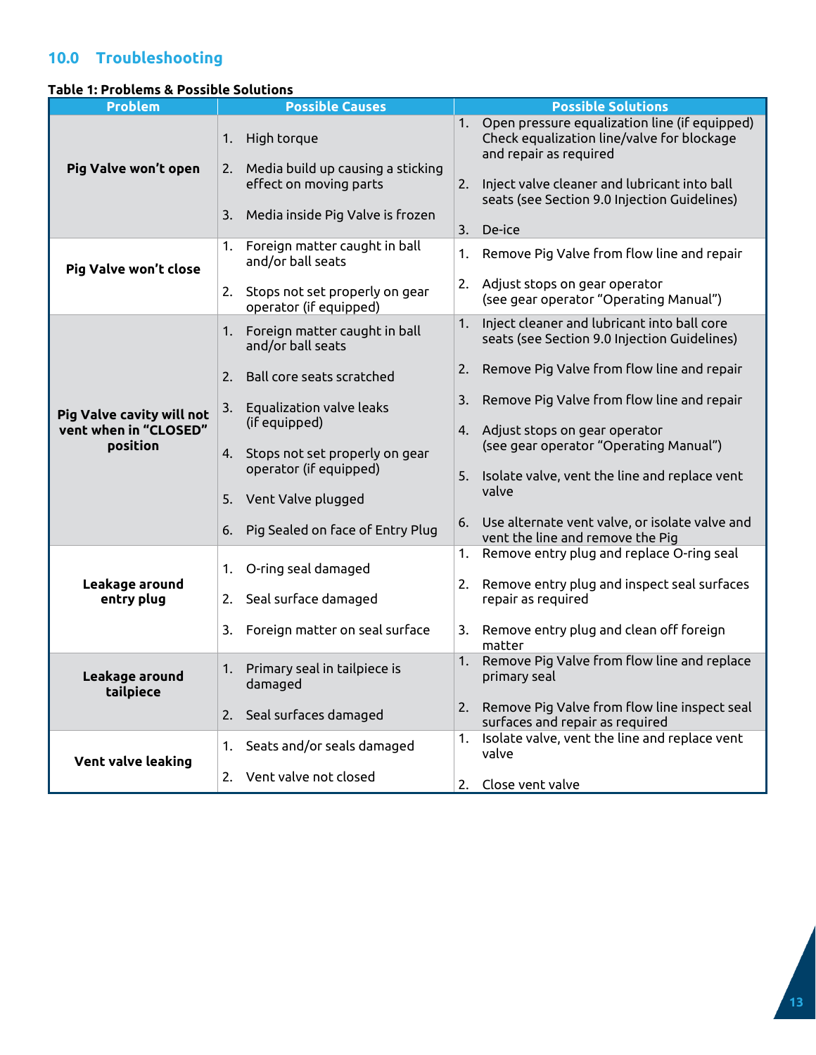## 10.0 Troubleshooting

**Table 1: Problems & Possible Solutions**

| Problem | Possible Causes | Possible Solutions |
|---|---|---|
| **Pig Valve won't open** | 1. High torque<br>2. Media build up causing a sticking effect on moving parts<br>3. Media inside Pig Valve is frozen | 1. Open pressure equalization line (if equipped) Check equalization line/valve for blockage and repair as required<br>2. Inject valve cleaner and lubricant into ball seats (see Section 9.0 Injection Guidelines)<br>3. De-ice |
| **Pig Valve won't close** | 1. Foreign matter caught in ball and/or ball seats<br>2. Stops not set properly on gear operator (if equipped) | 1. Remove Pig Valve from flow line and repair<br>2. Adjust stops on gear operator (see gear operator "Operating Manual") |
| **Pig Valve cavity will not vent when in "CLOSED" position** | 1. Foreign matter caught in ball and/or ball seats<br>2. Ball core seats scratched<br>3. Equalization valve leaks (if equipped)<br>4. Stops not set properly on gear operator (if equipped)<br>5. Vent Valve plugged<br>6. Pig Sealed on face of Entry Plug | 1. Inject cleaner and lubricant into ball core seats (see Section 9.0 Injection Guidelines)<br>2. Remove Pig Valve from flow line and repair<br>3. Remove Pig Valve from flow line and repair<br>4. Adjust stops on gear operator (see gear operator "Operating Manual")<br>5. Isolate valve, vent the line and replace vent valve<br>6. Use alternate vent valve, or isolate valve and vent the line and remove the Pig |
| **Leakage around entry plug** | 1. O-ring seal damaged<br>2. Seal surface damaged<br>3. Foreign matter on seal surface | 1. Remove entry plug and replace O-ring seal<br>2. Remove entry plug and inspect seal surfaces repair as required<br>3. Remove entry plug and clean off foreign matter |
| **Leakage around tailpiece** | 1. Primary seal in tailpiece is damaged<br>2. Seal surfaces damaged | 1. Remove Pig Valve from flow line and replace primary seal<br>2. Remove Pig Valve from flow line inspect seal surfaces and repair as required |
| **Vent valve leaking** | 1. Seats and/or seals damaged<br>2. Vent valve not closed | 1. Isolate valve, vent the line and replace vent valve<br>2. Close vent valve |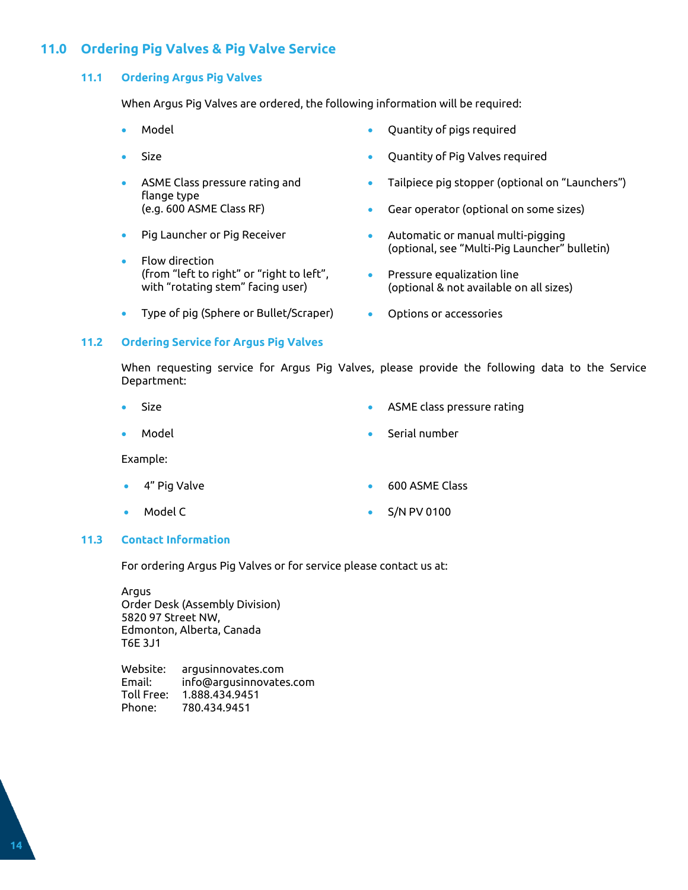## 11.0 Ordering Pig Valves & Pig Valve Service

### 11.1 Ordering Argus Pig Valves

When Argus Pig Valves are ordered, the following information will be required:

- Model
- Size
- ASME Class pressure rating and flange type
  (e.g. 600 ASME Class RF)
- Pig Launcher or Pig Receiver
- Flow direction
  (from "left to right" or "right to left", with "rotating stem" facing user)
- Type of pig (Sphere or Bullet/Scraper)
- Quantity of pigs required
- Quantity of Pig Valves required
- Tailpiece pig stopper (optional on "Launchers")
- Gear operator (optional on some sizes)
- Automatic or manual multi-pigging
  (optional, see "Multi-Pig Launcher" bulletin)
- Pressure equalization line
  (optional & not available on all sizes)
- Options or accessories

### 11.2 Ordering Service for Argus Pig Valves

When requesting service for Argus Pig Valves, please provide the following data to the Service Department:

- Size
- Model
- ASME class pressure rating
- Serial number

Example:

- 4" Pig Valve
- Model C
- 600 ASME Class
- S/N PV 0100

### 11.3 Contact Information

For ordering Argus Pig Valves or for service please contact us at:

Argus
Order Desk (Assembly Division)
5820 97 Street NW,
Edmonton, Alberta, Canada
T6E 3J1

Website: argusinnovates.com
Email: info@argusinnovates.com
Toll Free: 1.888.434.9451
Phone: 780.434.9451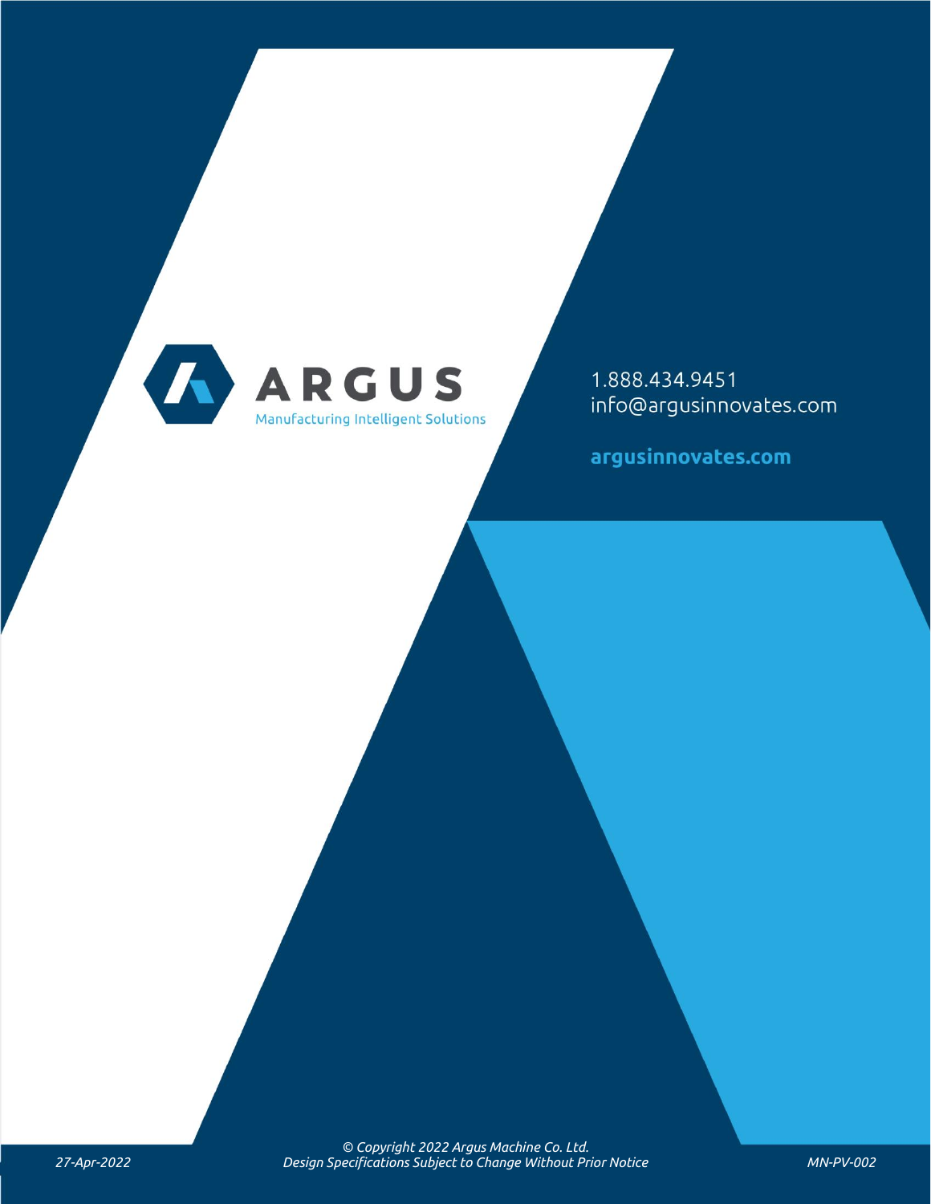ARGUS

Manufacturing Intelligent Solutions

1.888.434.9451
info@argusinnovates.com

**argusinnovates.com**

27-Apr-2022

*© Copyright 2022 Argus Machine Co. Ltd.*
*Design Specifications Subject to Change Without Prior Notice*

MN-PV-002